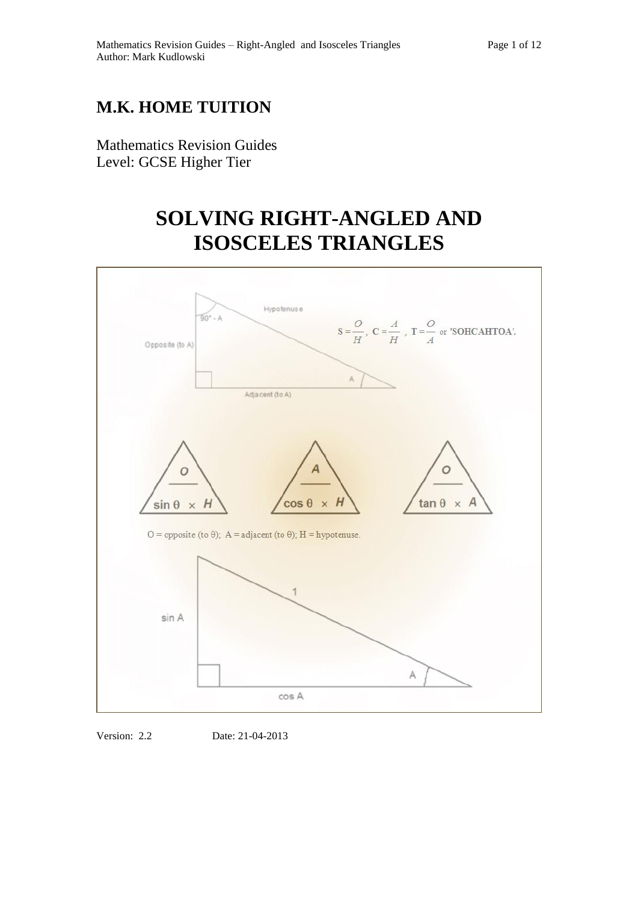# M.K. HOME TUITION

Mathematics Revision Guides
Level: GCSE Higher Tier

# SOLVING RIGHT-ANGLED AND ISOSCELES TRIANGLES

Hypotenuse

$90° - A$

Opposite (to A)

Adjacent (to A)

$S = \frac{O}{H}$, $C = \frac{A}{H}$, $T = \frac{O}{A}$ or 'SOHCAHTOA'.

$\frac{O}{\sin\theta \times H}$ $\frac{A}{\cos\theta \times H}$ $\frac{O}{\tan\theta \times A}$

O = opposite (to θ); A = adjacent (to θ); H = hypotenuse.

1

sin A

cos A

Version: 2.2 Date: 21-04-2013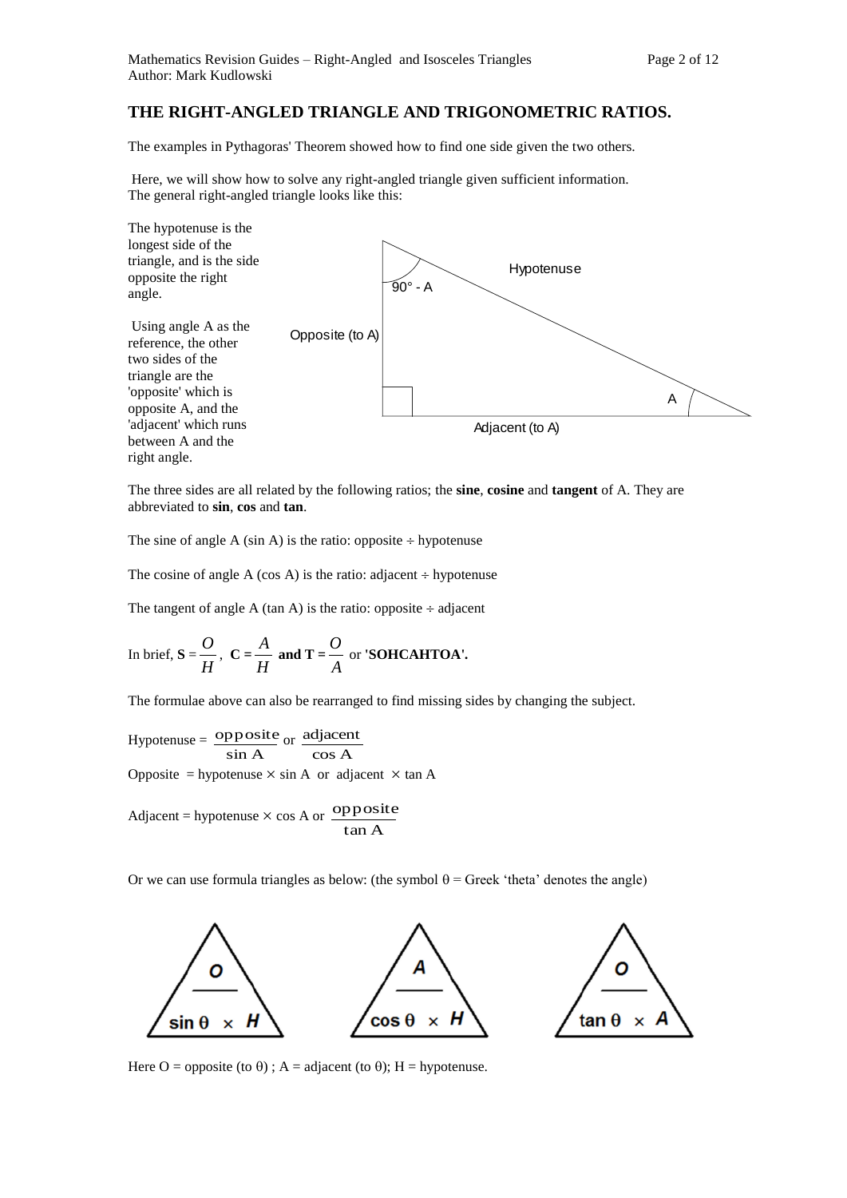## THE RIGHT-ANGLED TRIANGLE AND TRIGONOMETRIC RATIOS.

The examples in Pythagoras' Theorem showed how to find one side given the two others.

Here, we will show how to solve any right-angled triangle given sufficient information. The general right-angled triangle looks like this:

The hypotenuse is the longest side of the triangle, and is the side opposite the right angle.

Using angle A as the reference, the other two sides of the triangle are the 'opposite' which is opposite A, and the 'adjacent' which runs between A and the right angle.

The three sides are all related by the following ratios; the **sine**, **cosine** and **tangent** of A. They are abbreviated to **sin**, **cos** and **tan**.

The sine of angle A (sin A) is the ratio: opposite ÷ hypotenuse

The cosine of angle A (cos A) is the ratio: adjacent ÷ hypotenuse

The tangent of angle A (tan A) is the ratio: opposite ÷ adjacent

In brief, $\mathbf{S} = \dfrac{O}{H}$, $\mathbf{C} = \dfrac{A}{H}$ **and** $\mathbf{T} = \dfrac{O}{A}$ or **'SOHCAHTOA'.**

The formulae above can also be rearranged to find missing sides by changing the subject.

Hypotenuse = $\dfrac{\text{opposite}}{\sin A}$ or $\dfrac{\text{adjacent}}{\cos A}$

Opposite = hypotenuse × sin A or adjacent × tan A

Adjacent = hypotenuse × cos A or $\dfrac{\text{opposite}}{\tan A}$

Or we can use formula triangles as below: (the symbol θ = Greek 'theta' denotes the angle)

Here O = opposite (to θ) ; A = adjacent (to θ); H = hypotenuse.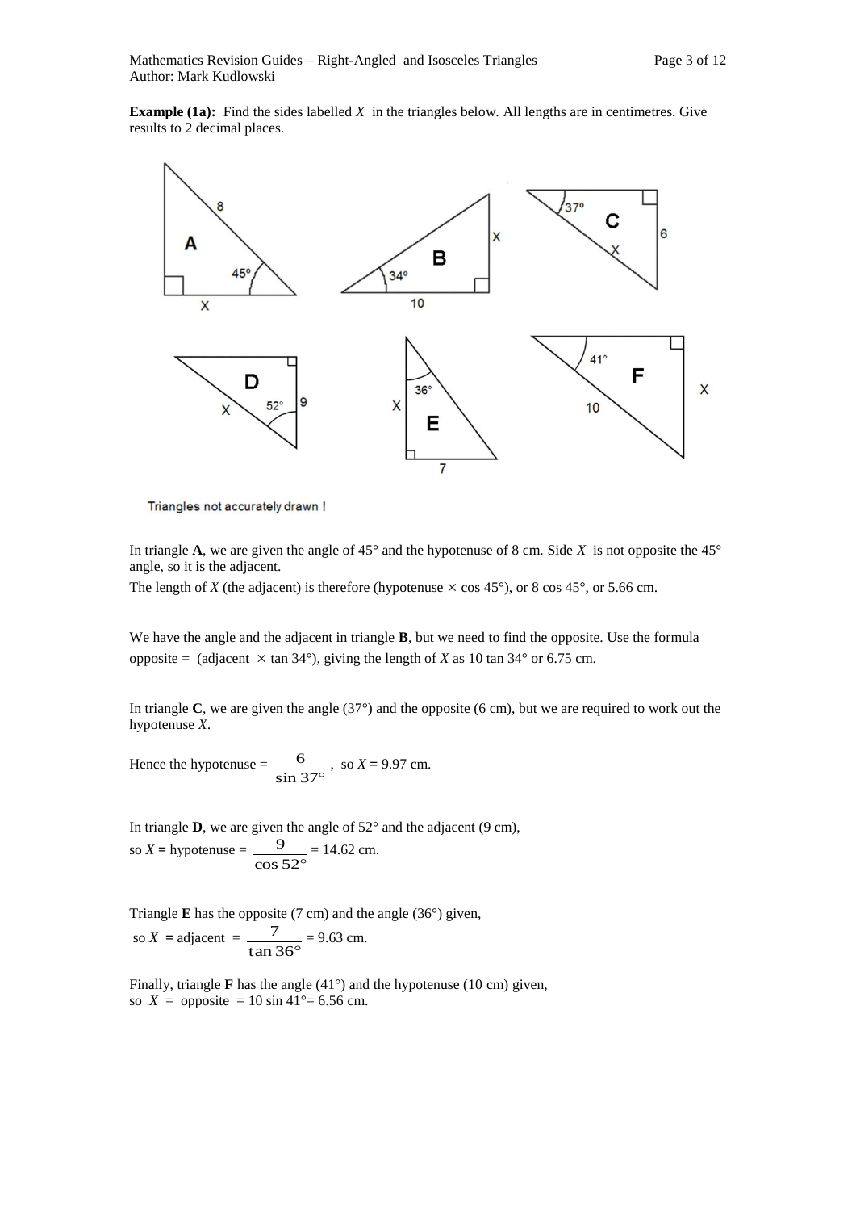**Example (1a):** Find the sides labelled $X$ in the triangles below. All lengths are in centimetres. Give results to 2 decimal places.

Triangles not accurately drawn !

In triangle **A**, we are given the angle of 45° and the hypotenuse of 8 cm. Side $X$ is not opposite the 45° angle, so it is the adjacent.

The length of $X$ (the adjacent) is therefore (hypotenuse $\times$ cos 45°), or 8 cos 45°, or 5.66 cm.

We have the angle and the adjacent in triangle **B**, but we need to find the opposite. Use the formula opposite = (adjacent $\times$ tan 34°), giving the length of $X$ as 10 tan 34° or 6.75 cm.

In triangle **C**, we are given the angle (37°) and the opposite (6 cm), but we are required to work out the hypotenuse $X$.

Hence the hypotenuse = $\dfrac{6}{\sin 37°}$, so $X$ = 9.97 cm.

In triangle **D**, we are given the angle of 52° and the adjacent (9 cm),
so $X$ = hypotenuse = $\dfrac{9}{\cos 52°}$ = 14.62 cm.

Triangle **E** has the opposite (7 cm) and the angle (36°) given,
so $X$ = adjacent = $\dfrac{7}{\tan 36°}$ = 9.63 cm.

Finally, triangle **F** has the angle (41°) and the hypotenuse (10 cm) given,
so $X$ = opposite = 10 sin 41°= 6.56 cm.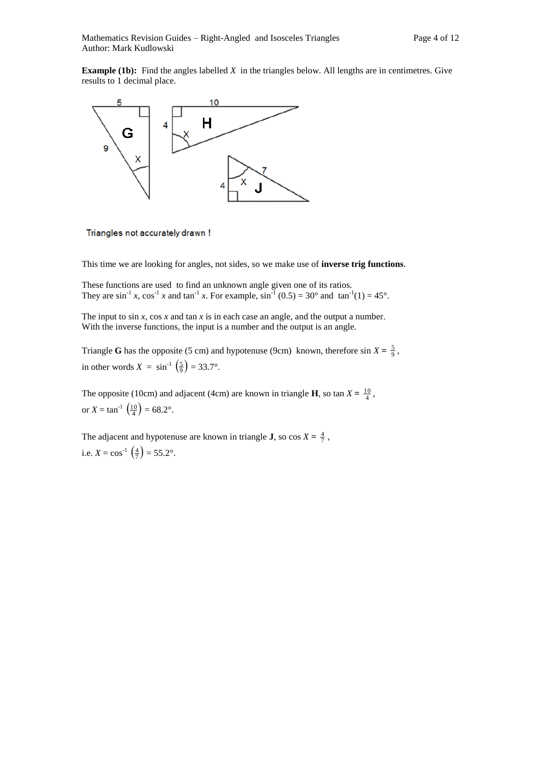**Example (1b):** Find the angles labelled $X$ in the triangles below. All lengths are in centimetres. Give results to 1 decimal place.

Triangles not accurately drawn !

This time we are looking for angles, not sides, so we make use of **inverse trig functions**.

These functions are used to find an unknown angle given one of its ratios.
They are $\sin^{-1} x$, $\cos^{-1} x$ and $\tan^{-1} x$. For example, $\sin^{-1}(0.5) = 30°$ and $\tan^{-1}(1) = 45°$.

The input to $\sin x$, $\cos x$ and $\tan x$ is in each case an angle, and the output a number.
With the inverse functions, the input is a number and the output is an angle.

Triangle **G** has the opposite (5 cm) and hypotenuse (9cm) known, therefore $\sin X = \frac{5}{9}$,
in other words $X = \sin^{-1}\left(\frac{5}{9}\right) = 33.7°$.

The opposite (10cm) and adjacent (4cm) are known in triangle **H**, so $\tan X = \frac{10}{4}$,
or $X = \tan^{-1}\left(\frac{10}{4}\right) = 68.2°$.

The adjacent and hypotenuse are known in triangle **J**, so $\cos X = \frac{4}{7}$,
i.e. $X = \cos^{-1}\left(\frac{4}{7}\right) = 55.2°$.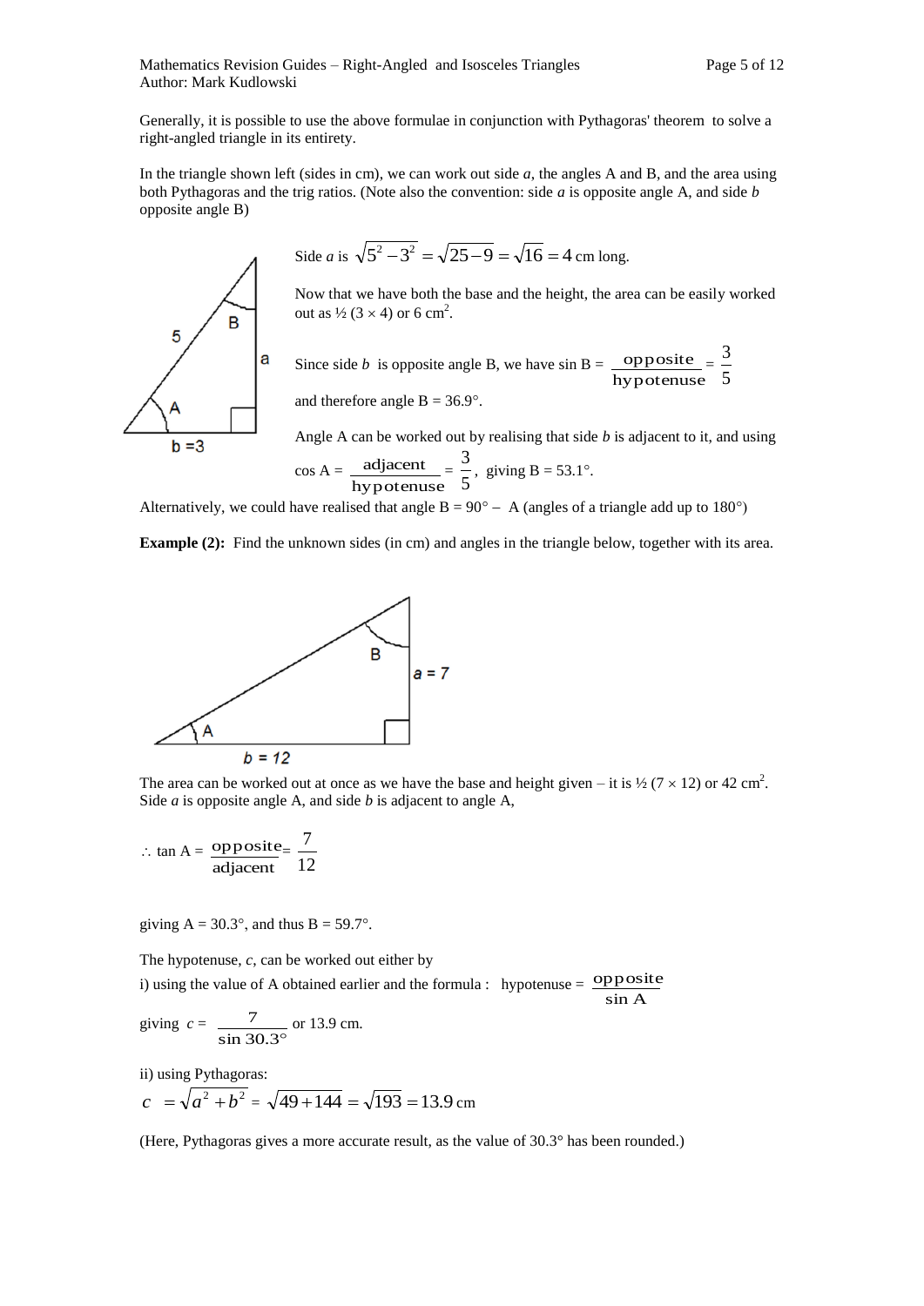Generally, it is possible to use the above formulae in conjunction with Pythagoras' theorem to solve a right-angled triangle in its entirety.

In the triangle shown left (sides in cm), we can work out side *a*, the angles A and B, and the area using both Pythagoras and the trig ratios. (Note also the convention: side *a* is opposite angle A, and side *b* opposite angle B)

Side *a* is $\sqrt{5^2 - 3^2} = \sqrt{25-9} = \sqrt{16} = 4$ cm long.

Now that we have both the base and the height, the area can be easily worked out as ½ (3 × 4) or 6 cm$^2$.

Since side *b* is opposite angle B, we have sin B = $\frac{\text{opposite}}{\text{hypotenuse}} = \frac{3}{5}$

and therefore angle B = 36.9°.

Angle A can be worked out by realising that side *b* is adjacent to it, and using cos A = $\frac{\text{adjacent}}{\text{hypotenuse}} = \frac{3}{5}$, giving B = 53.1°.

Alternatively, we could have realised that angle B = 90° – A (angles of a triangle add up to 180°)

**Example (2):** Find the unknown sides (in cm) and angles in the triangle below, together with its area.

The area can be worked out at once as we have the base and height given – it is ½ (7 × 12) or 42 cm$^2$. Side *a* is opposite angle A, and side *b* is adjacent to angle A,

$\therefore$ tan A = $\frac{\text{opposite}}{\text{adjacent}} = \frac{7}{12}$

giving A = 30.3°, and thus B = 59.7°.

The hypotenuse, *c*, can be worked out either by

i) using the value of A obtained earlier and the formula : hypotenuse = $\frac{\text{opposite}}{\sin \text{A}}$

giving $c = \frac{7}{\sin 30.3°}$ or 13.9 cm.

ii) using Pythagoras:

$c = \sqrt{a^2 + b^2} = \sqrt{49 + 144} = \sqrt{193} = 13.9$ cm

(Here, Pythagoras gives a more accurate result, as the value of 30.3° has been rounded.)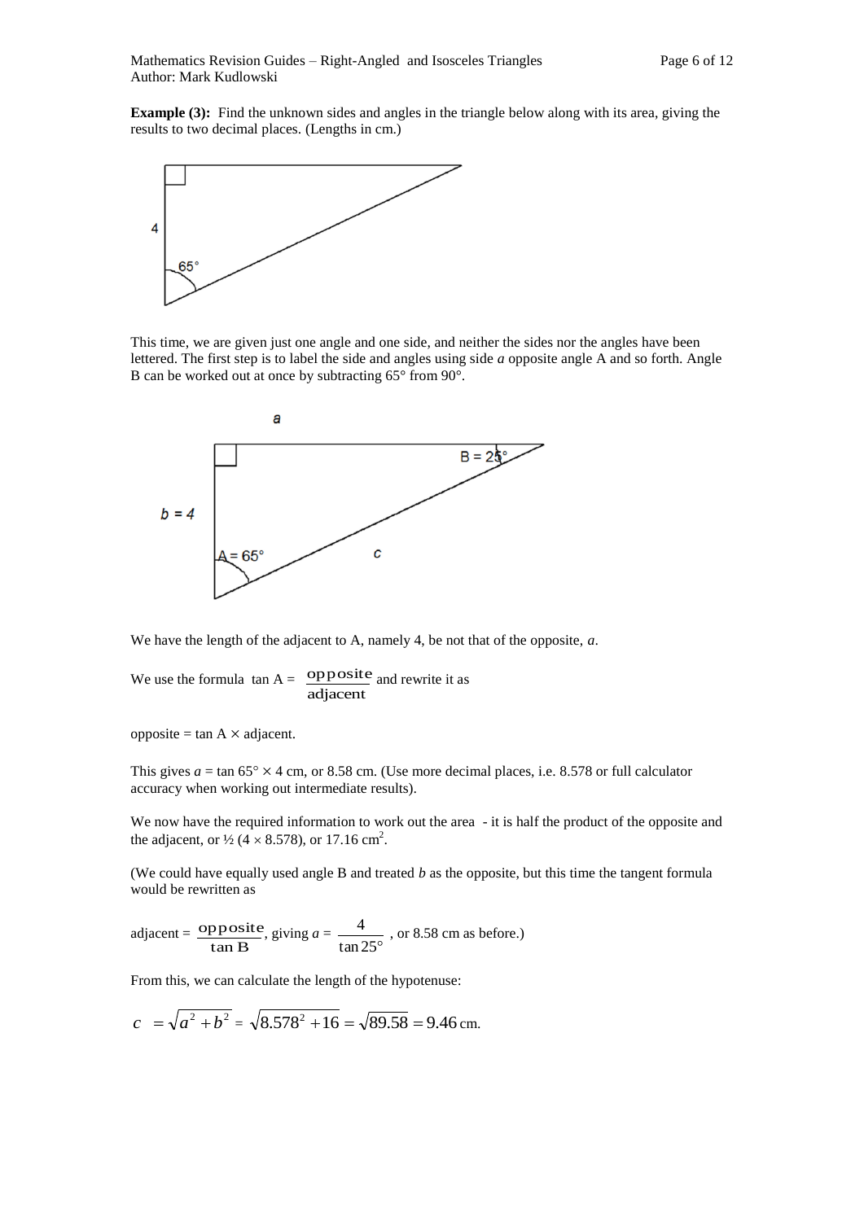**Example (3):** Find the unknown sides and angles in the triangle below along with its area, giving the results to two decimal places. (Lengths in cm.)

This time, we are given just one angle and one side, and neither the sides nor the angles have been lettered. The first step is to label the side and angles using side *a* opposite angle A and so forth. Angle B can be worked out at once by subtracting 65° from 90°.

We have the length of the adjacent to A, namely 4, be not that of the opposite, *a*.

We use the formula $\tan A = \frac{\text{opposite}}{\text{adjacent}}$ and rewrite it as

opposite = $\tan A \times$ adjacent.

This gives $a = \tan 65° \times 4$ cm, or 8.58 cm. (Use more decimal places, i.e. 8.578 or full calculator accuracy when working out intermediate results).

We now have the required information to work out the area - it is half the product of the opposite and the adjacent, or ½ ($4 \times 8.578$), or 17.16 cm$^2$.

(We could have equally used angle B and treated *b* as the opposite, but this time the tangent formula would be rewritten as

adjacent = $\frac{\text{opposite}}{\tan B}$, giving $a = \frac{4}{\tan 25°}$ , or 8.58 cm as before.)

From this, we can calculate the length of the hypotenuse:

$$c = \sqrt{a^2 + b^2} = \sqrt{8.578^2 + 16} = \sqrt{89.58} = 9.46 \text{ cm.}$$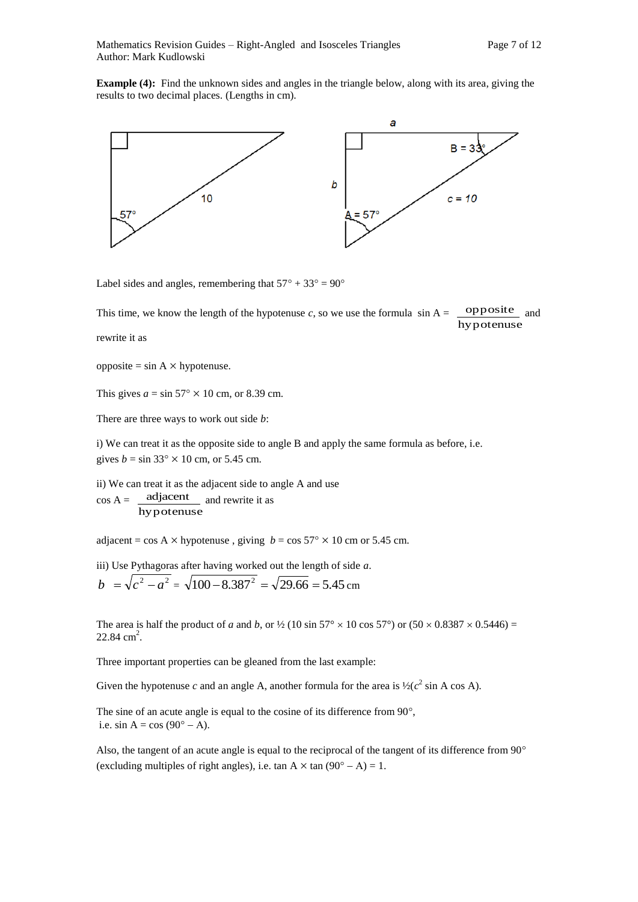**Example (4):** Find the unknown sides and angles in the triangle below, along with its area, giving the results to two decimal places. (Lengths in cm).

Label sides and angles, remembering that $57° + 33° = 90°$

This time, we know the length of the hypotenuse $c$, so we use the formula $\sin A = \frac{\text{opposite}}{\text{hypotenuse}}$ and rewrite it as

opposite = $\sin A \times$ hypotenuse.

This gives $a = \sin 57° \times 10$ cm, or 8.39 cm.

There are three ways to work out side $b$:

i) We can treat it as the opposite side to angle B and apply the same formula as before, i.e. gives $b = \sin 33° \times 10$ cm, or 5.45 cm.

ii) We can treat it as the adjacent side to angle A and use
$\cos A = \frac{\text{adjacent}}{\text{hypotenuse}}$ and rewrite it as

adjacent = $\cos A \times$ hypotenuse , giving $b = \cos 57° \times 10$ cm or 5.45 cm.

iii) Use Pythagoras after having worked out the length of side $a$.

$$b = \sqrt{c^2 - a^2} = \sqrt{100 - 8.387^2} = \sqrt{29.66} = 5.45 \text{ cm}$$

The area is half the product of $a$ and $b$, or $\frac{1}{2}(10 \sin 57° \times 10 \cos 57°)$ or $(50 \times 0.8387 \times 0.5446) = 22.84 \text{ cm}^2$.

Three important properties can be gleaned from the last example:

Given the hypotenuse $c$ and an angle A, another formula for the area is $\frac{1}{2}(c^2 \sin A \cos A)$.

The sine of an acute angle is equal to the cosine of its difference from 90°, i.e. $\sin A = \cos(90° - A)$.

Also, the tangent of an acute angle is equal to the reciprocal of the tangent of its difference from 90° (excluding multiples of right angles), i.e. $\tan A \times \tan(90° - A) = 1$.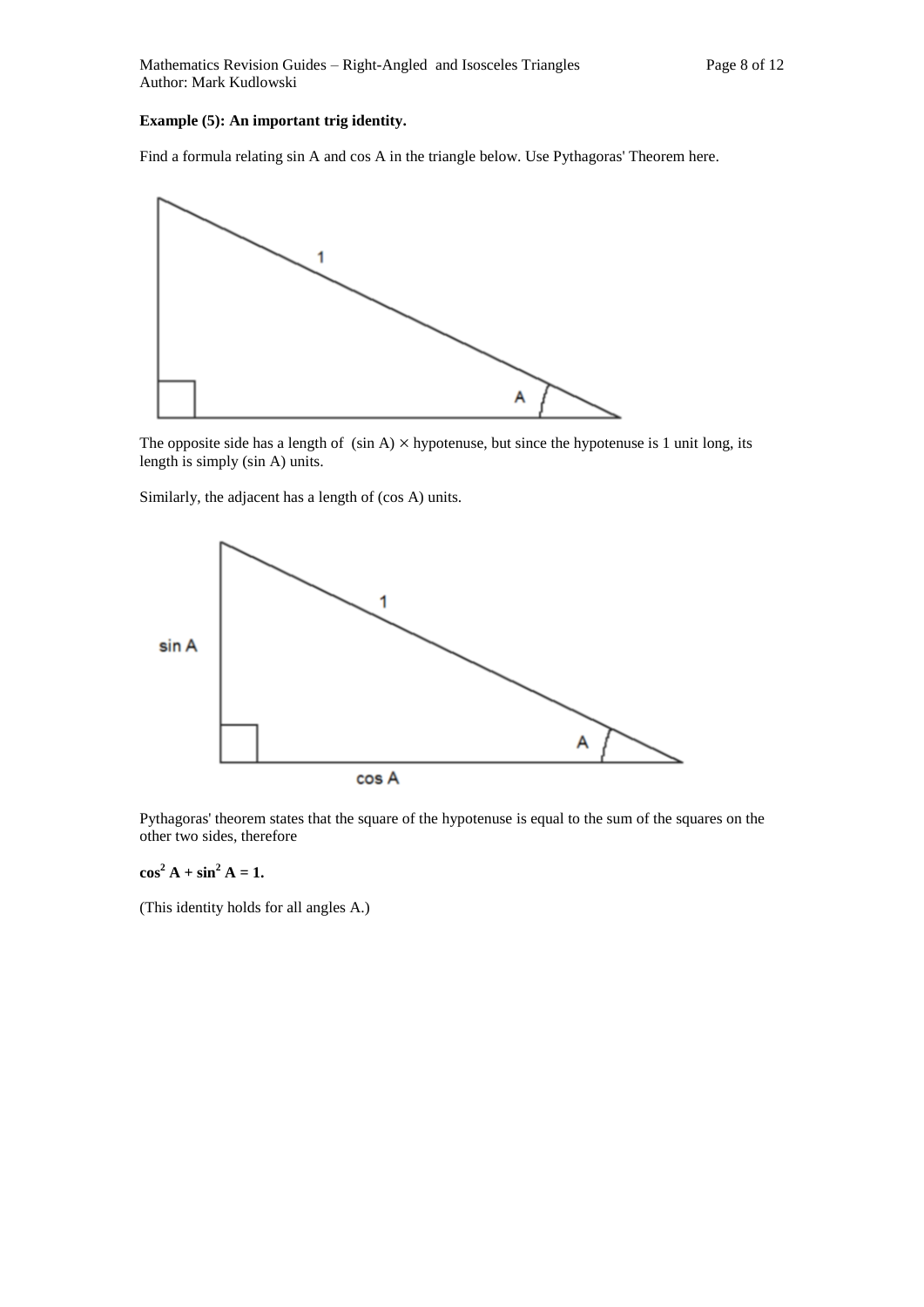**Example (5): An important trig identity.**

Find a formula relating sin A and cos A in the triangle below. Use Pythagoras' Theorem here.

The opposite side has a length of (sin A) $\times$ hypotenuse, but since the hypotenuse is 1 unit long, its length is simply (sin A) units.

Similarly, the adjacent has a length of (cos A) units.

Pythagoras' theorem states that the square of the hypotenuse is equal to the sum of the squares on the other two sides, therefore

$$\cos^2 A + \sin^2 A = 1.$$

(This identity holds for all angles A.)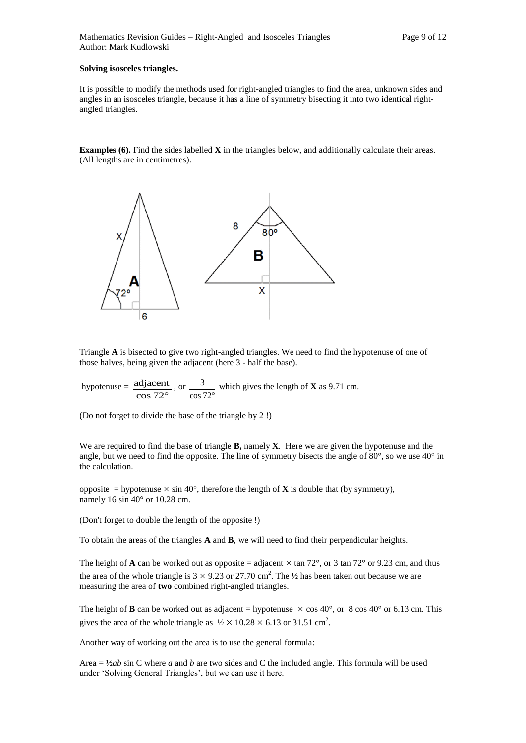**Solving isosceles triangles.**

It is possible to modify the methods used for right-angled triangles to find the area, unknown sides and angles in an isosceles triangle, because it has a line of symmetry bisecting it into two identical right-angled triangles.

**Examples (6).** Find the sides labelled **X** in the triangles below, and additionally calculate their areas. (All lengths are in centimetres).

Triangle **A** is bisected to give two right-angled triangles. We need to find the hypotenuse of one of those halves, being given the adjacent (here 3 - half the base).

hypotenuse = $\dfrac{\text{adjacent}}{\cos 72°}$, or $\dfrac{3}{\cos 72°}$ which gives the length of **X** as 9.71 cm.

(Do not forget to divide the base of the triangle by 2 !)

We are required to find the base of triangle **B,** namely **X**. Here we are given the hypotenuse and the angle, but we need to find the opposite. The line of symmetry bisects the angle of 80°, so we use 40° in the calculation.

opposite = hypotenuse $\times$ sin 40°, therefore the length of **X** is double that (by symmetry), namely 16 sin 40° or 10.28 cm.

(Don't forget to double the length of the opposite !)

To obtain the areas of the triangles **A** and **B**, we will need to find their perpendicular heights.

The height of **A** can be worked out as opposite = adjacent $\times$ tan 72°, or 3 tan 72° or 9.23 cm, and thus the area of the whole triangle is $3 \times 9.23$ or 27.70 cm$^2$. The ½ has been taken out because we are measuring the area of **two** combined right-angled triangles.

The height of **B** can be worked out as adjacent = hypotenuse $\times$ cos 40°, or 8 cos 40° or 6.13 cm. This gives the area of the whole triangle as $\frac{1}{2} \times 10.28 \times 6.13$ or 31.51 cm$^2$.

Another way of working out the area is to use the general formula:

Area = $\frac{1}{2}ab \sin C$ where $a$ and $b$ are two sides and C the included angle. This formula will be used under 'Solving General Triangles', but we can use it here.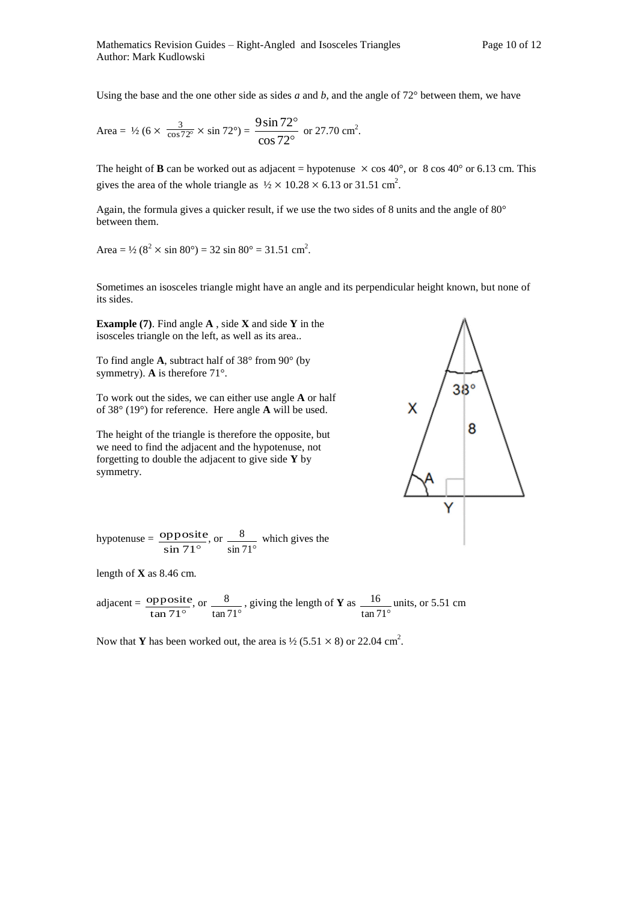Using the base and the one other side as sides *a* and *b*, and the angle of 72° between them, we have

Area = ½ (6 × $\frac{3}{\cos 72°}$ × sin 72°) = $\frac{9 \sin 72°}{\cos 72°}$ or 27.70 cm$^2$.

The height of **B** can be worked out as adjacent = hypotenuse × cos 40°, or 8 cos 40° or 6.13 cm. This gives the area of the whole triangle as ½ × 10.28 × 6.13 or 31.51 cm$^2$.

Again, the formula gives a quicker result, if we use the two sides of 8 units and the angle of 80° between them.

Area = ½ ($8^2$ × sin 80°) = 32 sin 80° = 31.51 cm$^2$.

Sometimes an isosceles triangle might have an angle and its perpendicular height known, but none of its sides.

**Example (7)**. Find angle **A** , side **X** and side **Y** in the isosceles triangle on the left, as well as its area..

To find angle **A**, subtract half of 38° from 90° (by symmetry). **A** is therefore 71°.

To work out the sides, we can either use angle **A** or half of 38° (19°) for reference. Here angle **A** will be used.

The height of the triangle is therefore the opposite, but we need to find the adjacent and the hypotenuse, not forgetting to double the adjacent to give side **Y** by symmetry.

hypotenuse = $\frac{\text{opposite}}{\sin 71°}$, or $\frac{8}{\sin 71°}$ which gives the length of **X** as 8.46 cm.

adjacent = $\frac{\text{opposite}}{\tan 71°}$, or $\frac{8}{\tan 71°}$, giving the length of **Y** as $\frac{16}{\tan 71°}$ units, or 5.51 cm

Now that **Y** has been worked out, the area is ½ (5.51 × 8) or 22.04 cm$^2$.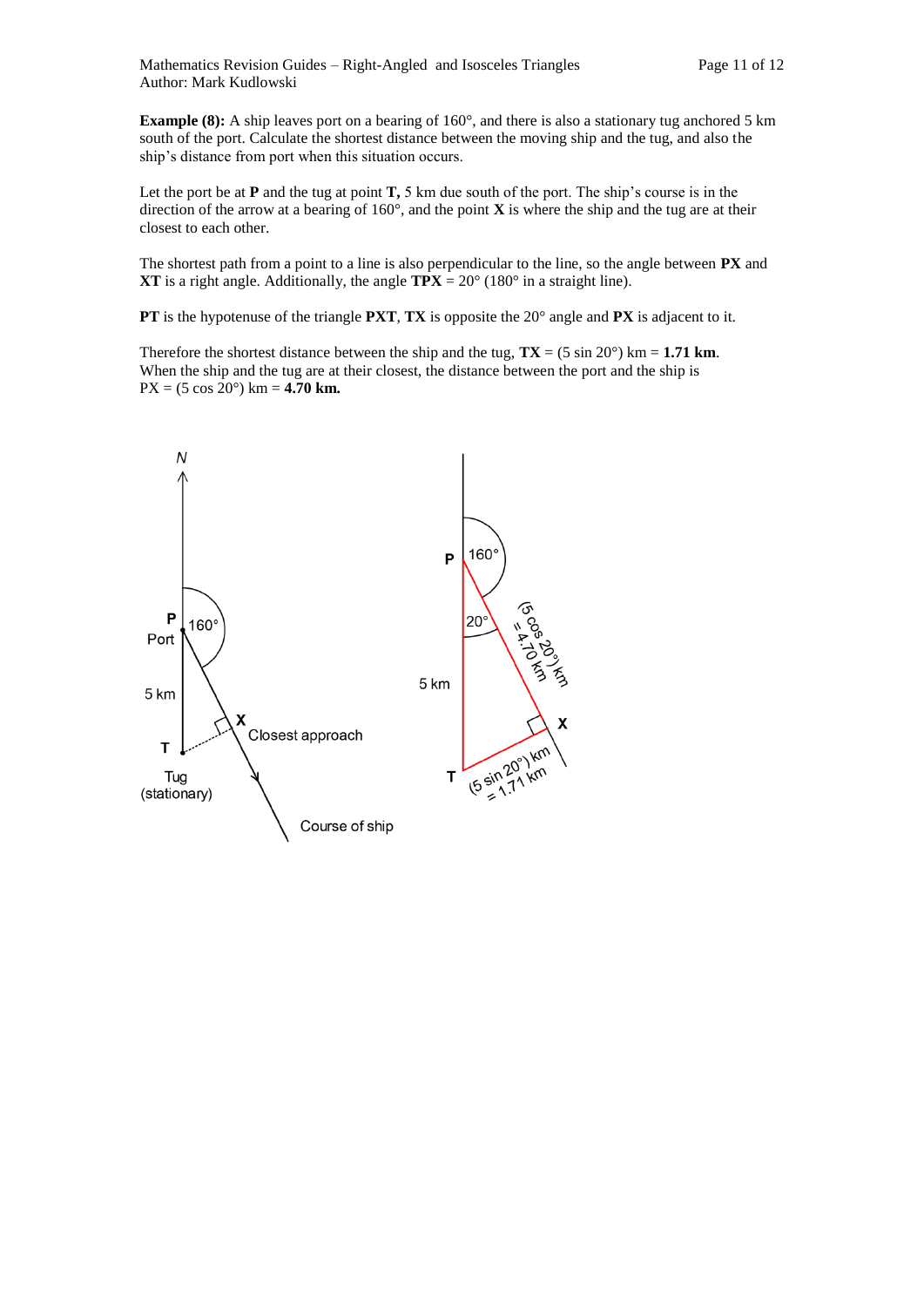**Example (8):** A ship leaves port on a bearing of 160°, and there is also a stationary tug anchored 5 km south of the port. Calculate the shortest distance between the moving ship and the tug, and also the ship's distance from port when this situation occurs.

Let the port be at **P** and the tug at point **T,** 5 km due south of the port. The ship's course is in the direction of the arrow at a bearing of 160°, and the point **X** is where the ship and the tug are at their closest to each other.

The shortest path from a point to a line is also perpendicular to the line, so the angle between **PX** and **XT** is a right angle. Additionally, the angle **TPX** = 20° (180° in a straight line).

**PT** is the hypotenuse of the triangle **PXT**, **TX** is opposite the 20° angle and **PX** is adjacent to it.

Therefore the shortest distance between the ship and the tug, **TX** = (5 sin 20°) km = **1.71 km**. When the ship and the tug are at their closest, the distance between the port and the ship is PX = (5 cos 20°) km = **4.70 km.**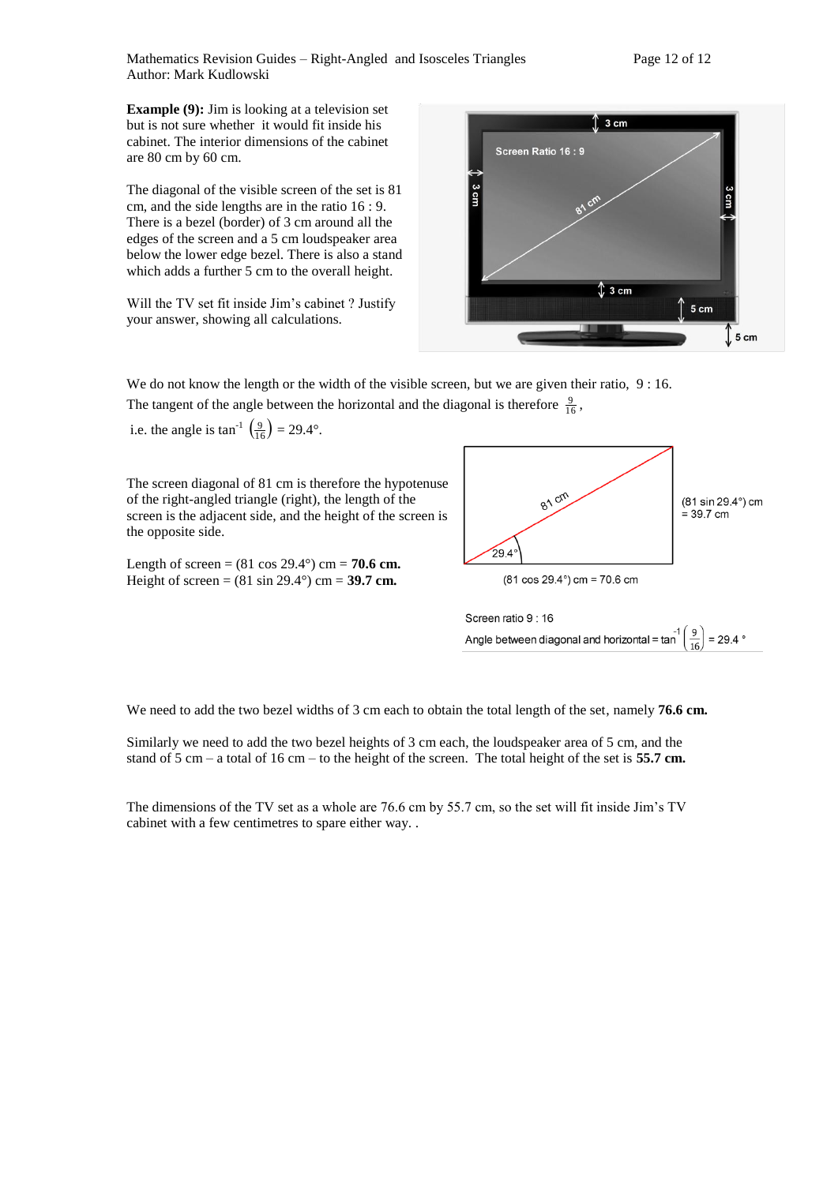**Example (9):** Jim is looking at a television set but is not sure whether it would fit inside his cabinet. The interior dimensions of the cabinet are 80 cm by 60 cm.

The diagonal of the visible screen of the set is 81 cm, and the side lengths are in the ratio 16 : 9. There is a bezel (border) of 3 cm around all the edges of the screen and a 5 cm loudspeaker area below the lower edge bezel. There is also a stand which adds a further 5 cm to the overall height.

Will the TV set fit inside Jim's cabinet ? Justify your answer, showing all calculations.

3 cm
Screen Ratio 16 : 9
81 cm
3 cm
3 cm
3 cm
5 cm
5 cm

We do not know the length or the width of the visible screen, but we are given their ratio, 9 : 16.
The tangent of the angle between the horizontal and the diagonal is therefore $\frac{9}{16}$,

i.e. the angle is $\tan^{-1}\left(\frac{9}{16}\right) = 29.4°$.

The screen diagonal of 81 cm is therefore the hypotenuse of the right-angled triangle (right), the length of the screen is the adjacent side, and the height of the screen is the opposite side.

Length of screen = (81 cos 29.4°) cm = **70.6 cm.**
Height of screen = (81 sin 29.4°) cm = **39.7 cm.**

81 cm
29.4°
(81 sin 29.4°) cm = 39.7 cm
(81 cos 29.4°) cm = 70.6 cm

Screen ratio 9 : 16
Angle between diagonal and horizontal = $\tan^{-1}\left(\frac{9}{16}\right) = 29.4°$

We need to add the two bezel widths of 3 cm each to obtain the total length of the set, namely **76.6 cm.**

Similarly we need to add the two bezel heights of 3 cm each, the loudspeaker area of 5 cm, and the stand of 5 cm – a total of 16 cm – to the height of the screen. The total height of the set is **55.7 cm.**

The dimensions of the TV set as a whole are 76.6 cm by 55.7 cm, so the set will fit inside Jim's TV cabinet with a few centimetres to spare either way. .